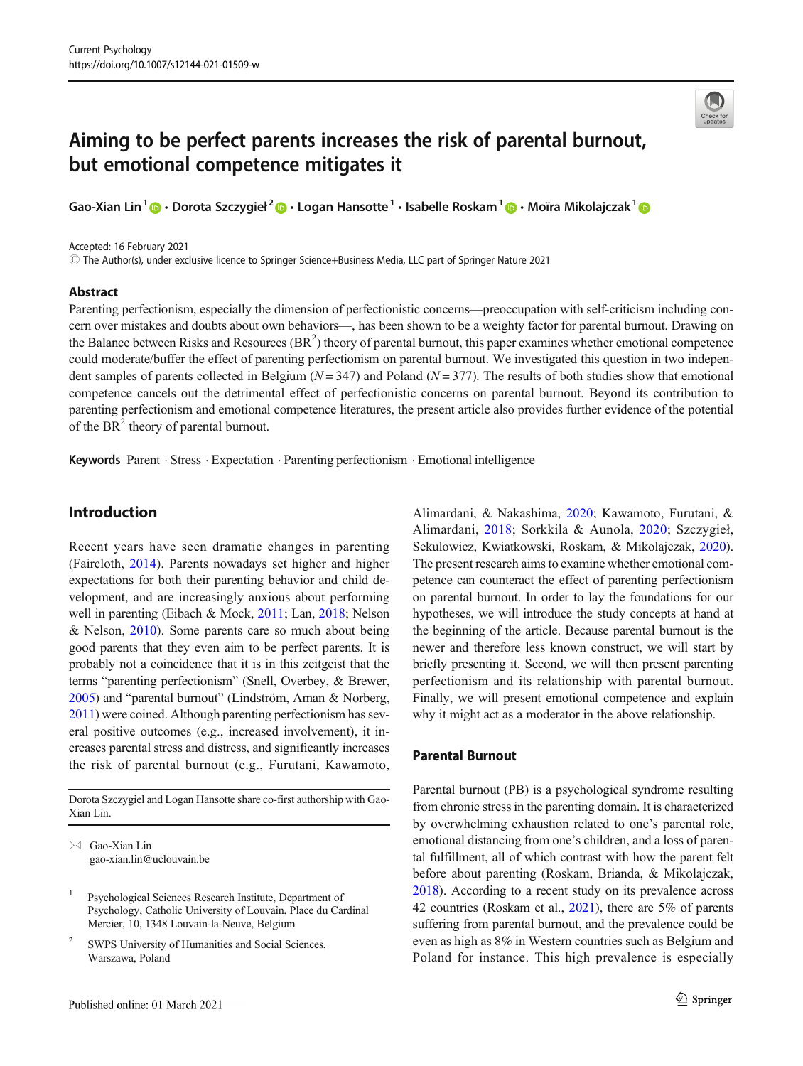# Aiming to be perfect parents increases the risk of parental burnout, but emotional competence mitigates it

Gao-Xian Lin[1] · Dorota Szczygieł[2] · Logan Hansotte[1] · Isabelle Roskam[1] · Moïra Mikolajczak[1]

Accepted: 16 February 2021
© The Author(s), under exclusive licence to Springer Science+Business Media, LLC part of Springer Nature 2021

## Abstract

Parenting perfectionism, especially the dimension of perfectionistic concerns—preoccupation with self-criticism including concern over mistakes and doubts about own behaviors—, has been shown to be a weighty factor for parental burnout. Drawing on the Balance between Risks and Resources ($BR^2$) theory of parental burnout, this paper examines whether emotional competence could moderate/buffer the effect of parenting perfectionism on parental burnout. We investigated this question in two independent samples of parents collected in Belgium ($N = 347$) and Poland ($N = 377$). The results of both studies show that emotional competence cancels out the detrimental effect of perfectionistic concerns on parental burnout. Beyond its contribution to parenting perfectionism and emotional competence literatures, the present article also provides further evidence of the potential of the $BR^2$ theory of parental burnout.

**Keywords** Parent · Stress · Expectation · Parenting perfectionism · Emotional intelligence

## Introduction

Recent years have seen dramatic changes in parenting (Faircloth, 2014). Parents nowadays set higher and higher expectations for both their parenting behavior and child development, and are increasingly anxious about performing well in parenting (Eibach & Mock, 2011; Lan, 2018; Nelson & Nelson, 2010). Some parents care so much about being good parents that they even aim to be perfect parents. It is probably not a coincidence that it is in this zeitgeist that the terms "parenting perfectionism" (Snell, Overbey, & Brewer, 2005) and "parental burnout" (Lindström, Aman & Norberg, 2011) were coined. Although parenting perfectionism has several positive outcomes (e.g., increased involvement), it increases parental stress and distress, and significantly increases the risk of parental burnout (e.g., Furutani, Kawamoto, Alimardani, & Nakashima, 2020; Kawamoto, Furutani, & Alimardani, 2018; Sorkkila & Aunola, 2020; Szczygieł, Sekulowicz, Kwiatkowski, Roskam, & Mikolajczak, 2020). The present research aims to examine whether emotional competence can counteract the effect of parenting perfectionism on parental burnout. In order to lay the foundations for our hypotheses, we will introduce the study concepts at hand at the beginning of the article. Because parental burnout is the newer and therefore less known construct, we will start by briefly presenting it. Second, we will then present parenting perfectionism and its relationship with parental burnout. Finally, we will present emotional competence and explain why it might act as a moderator in the above relationship.

### Parental Burnout

Parental burnout (PB) is a psychological syndrome resulting from chronic stress in the parenting domain. It is characterized by overwhelming exhaustion related to one's parental role, emotional distancing from one's children, and a loss of parental fulfillment, all of which contrast with how the parent felt before about parenting (Roskam, Brianda, & Mikolajczak, 2018). According to a recent study on its prevalence across 42 countries (Roskam et al., 2021), there are 5% of parents suffering from parental burnout, and the prevalence could be even as high as 8% in Western countries such as Belgium and Poland for instance. This high prevalence is especially

---

Dorota Szczygiel and Logan Hansotte share co-first authorship with Gao-Xian Lin.

✉ Gao-Xian Lin
gao-xian.lin@uclouvain.be

[1] Psychological Sciences Research Institute, Department of Psychology, Catholic University of Louvain, Place du Cardinal Mercier, 10, 1348 Louvain-la-Neuve, Belgium

[2] SWPS University of Humanities and Social Sciences, Warszawa, Poland

Published online: 01 March 2021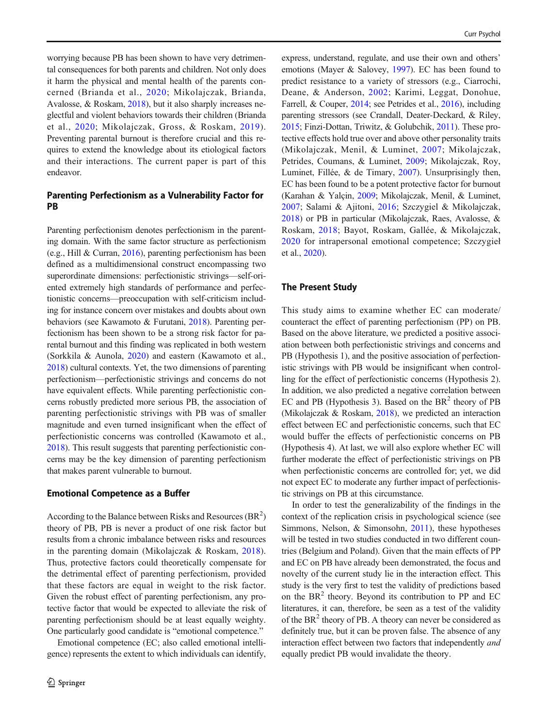worrying because PB has been shown to have very detrimental consequences for both parents and children. Not only does it harm the physical and mental health of the parents concerned (Brianda et al., 2020; Mikolajczak, Brianda, Avalosse, & Roskam, 2018), but it also sharply increases neglectful and violent behaviors towards their children (Brianda et al., 2020; Mikolajczak, Gross, & Roskam, 2019). Preventing parental burnout is therefore crucial and this requires to extend the knowledge about its etiological factors and their interactions. The current paper is part of this endeavor.

## Parenting Perfectionism as a Vulnerability Factor for PB

Parenting perfectionism denotes perfectionism in the parenting domain. With the same factor structure as perfectionism (e.g., Hill & Curran, 2016), parenting perfectionism has been defined as a multidimensional construct encompassing two superordinate dimensions: perfectionistic strivings—self-oriented extremely high standards of performance and perfectionistic concerns—preoccupation with self-criticism including for instance concern over mistakes and doubts about own behaviors (see Kawamoto & Furutani, 2018). Parenting perfectionism has been shown to be a strong risk factor for parental burnout and this finding was replicated in both western (Sorkkila & Aunola, 2020) and eastern (Kawamoto et al., 2018) cultural contexts. Yet, the two dimensions of parenting perfectionism—perfectionistic strivings and concerns do not have equivalent effects. While parenting perfectionistic concerns robustly predicted more serious PB, the association of parenting perfectionistic strivings with PB was of smaller magnitude and even turned insignificant when the effect of perfectionistic concerns was controlled (Kawamoto et al., 2018). This result suggests that parenting perfectionistic concerns may be the key dimension of parenting perfectionism that makes parent vulnerable to burnout.

## Emotional Competence as a Buffer

According to the Balance between Risks and Resources ($BR^2$) theory of PB, PB is never a product of one risk factor but results from a chronic imbalance between risks and resources in the parenting domain (Mikolajczak & Roskam, 2018). Thus, protective factors could theoretically compensate for the detrimental effect of parenting perfectionism, provided that these factors are equal in weight to the risk factor. Given the robust effect of parenting perfectionism, any protective factor that would be expected to alleviate the risk of parenting perfectionism should be at least equally weighty. One particularly good candidate is "emotional competence."

Emotional competence (EC; also called emotional intelligence) represents the extent to which individuals can identify, express, understand, regulate, and use their own and others' emotions (Mayer & Salovey, 1997). EC has been found to predict resistance to a variety of stressors (e.g., Ciarrochi, Deane, & Anderson, 2002; Karimi, Leggat, Donohue, Farrell, & Couper, 2014; see Petrides et al., 2016), including parenting stressors (see Crandall, Deater-Deckard, & Riley, 2015; Finzi-Dottan, Triwitz, & Golubchik, 2011). These protective effects hold true over and above other personality traits (Mikolajczak, Menil, & Luminet, 2007; Mikolajczak, Petrides, Coumans, & Luminet, 2009; Mikolajczak, Roy, Luminet, Fillée, & de Timary, 2007). Unsurprisingly then, EC has been found to be a potent protective factor for burnout (Karahan & Yalçin, 2009; Mikolajczak, Menil, & Luminet, 2007; Salami & Ajitoni, 2016; Szczygiel & Mikolajczak, 2018) or PB in particular (Mikolajczak, Raes, Avalosse, & Roskam, 2018; Bayot, Roskam, Gallée, & Mikolajczak, 2020 for intrapersonal emotional competence; Szczygieł et al., 2020).

## The Present Study

This study aims to examine whether EC can moderate/counteract the effect of parenting perfectionism (PP) on PB. Based on the above literature, we predicted a positive association between both perfectionistic strivings and concerns and PB (Hypothesis 1), and the positive association of perfectionistic strivings with PB would be insignificant when controlling for the effect of perfectionistic concerns (Hypothesis 2). In addition, we also predicted a negative correlation between EC and PB (Hypothesis 3). Based on the $BR^2$ theory of PB (Mikolajczak & Roskam, 2018), we predicted an interaction effect between EC and perfectionistic concerns, such that EC would buffer the effects of perfectionistic concerns on PB (Hypothesis 4). At last, we will also explore whether EC will further moderate the effect of perfectionistic strivings on PB when perfectionistic concerns are controlled for; yet, we did not expect EC to moderate any further impact of perfectionistic strivings on PB at this circumstance.

In order to test the generalizability of the findings in the context of the replication crisis in psychological science (see Simmons, Nelson, & Simonsohn, 2011), these hypotheses will be tested in two studies conducted in two different countries (Belgium and Poland). Given that the main effects of PP and EC on PB have already been demonstrated, the focus and novelty of the current study lie in the interaction effect. This study is the very first to test the validity of predictions based on the $BR^2$ theory. Beyond its contribution to PP and EC literatures, it can, therefore, be seen as a test of the validity of the $BR^2$ theory of PB. A theory can never be considered as definitely true, but it can be proven false. The absence of any interaction effect between two factors that independently *and* equally predict PB would invalidate the theory.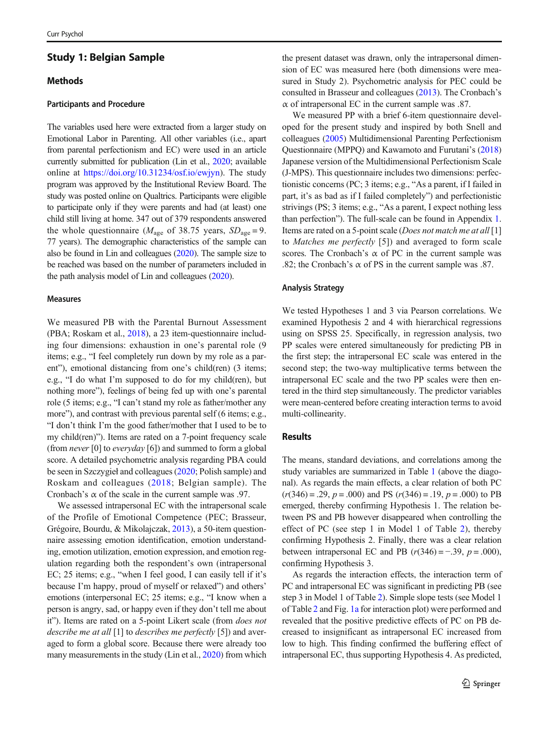## Study 1: Belgian Sample

### Methods

#### Participants and Procedure

The variables used here were extracted from a larger study on Emotional Labor in Parenting. All other variables (i.e., apart from parental perfectionism and EC) were used in an article currently submitted for publication (Lin et al., 2020; available online at https://doi.org/10.31234/osf.io/ewjyn). The study program was approved by the Institutional Review Board. The study was posted online on Qualtrics. Participants were eligible to participate only if they were parents and had (at least) one child still living at home. 347 out of 379 respondents answered the whole questionnaire ($M_{\text{age}}$ of 38.75 years, $SD_{\text{age}}$ = 9.77 years). The demographic characteristics of the sample can also be found in Lin and colleagues (2020). The sample size to be reached was based on the number of parameters included in the path analysis model of Lin and colleagues (2020).

#### Measures

We measured PB with the Parental Burnout Assessment (PBA; Roskam et al., 2018), a 23 item-questionnaire including four dimensions: exhaustion in one's parental role (9 items; e.g., "I feel completely run down by my role as a parent"), emotional distancing from one's child(ren) (3 items; e.g., "I do what I'm supposed to do for my child(ren), but nothing more"), feelings of being fed up with one's parental role (5 items; e.g., "I can't stand my role as father/mother any more"), and contrast with previous parental self (6 items; e.g., "I don't think I'm the good father/mother that I used to be to my child(ren)"). Items are rated on a 7-point frequency scale (from *never* [0] to *everyday* [6]) and summed to form a global score. A detailed psychometric analysis regarding PBA could be seen in Szczygieł and colleagues (2020; Polish sample) and Roskam and colleagues (2018; Belgian sample). The Cronbach's α of the scale in the current sample was .97.

We assessed intrapersonal EC with the intrapersonal scale of the Profile of Emotional Competence (PEC; Brasseur, Grégoire, Bourdu, & Mikolajczak, 2013), a 50-item questionnaire assessing emotion identification, emotion understanding, emotion utilization, emotion expression, and emotion regulation regarding both the respondent's own (intrapersonal EC; 25 items; e.g., "when I feel good, I can easily tell if it's because I'm happy, proud of myself or relaxed") and others' emotions (interpersonal EC; 25 items; e.g., "I know when a person is angry, sad, or happy even if they don't tell me about it"). Items are rated on a 5-point Likert scale (from *does not describe me at all* [1] to *describes me perfectly* [5]) and averaged to form a global score. Because there were already too many measurements in the study (Lin et al., 2020) from which the present dataset was drawn, only the intrapersonal dimension of EC was measured here (both dimensions were measured in Study 2). Psychometric analysis for PEC could be consulted in Brasseur and colleagues (2013). The Cronbach's α of intrapersonal EC in the current sample was .87.

We measured PP with a brief 6-item questionnaire developed for the present study and inspired by both Snell and colleagues (2005) Multidimensional Parenting Perfectionism Questionnaire (MPPQ) and Kawamoto and Furutani's (2018) Japanese version of the Multidimensional Perfectionism Scale (J-MPS). This questionnaire includes two dimensions: perfectionistic concerns (PC; 3 items; e.g., "As a parent, if I failed in part, it's as bad as if I failed completely") and perfectionistic strivings (PS; 3 items; e.g., "As a parent, I expect nothing less than perfection"). The full-scale can be found in Appendix 1. Items are rated on a 5-point scale (*Does not match me at all* [1] to *Matches me perfectly* [5]) and averaged to form scale scores. The Cronbach's α of PC in the current sample was .82; the Cronbach's α of PS in the current sample was .87.

#### Analysis Strategy

We tested Hypotheses 1 and 3 via Pearson correlations. We examined Hypothesis 2 and 4 with hierarchical regressions using on SPSS 25. Specifically, in regression analysis, two PP scales were entered simultaneously for predicting PB in the first step; the intrapersonal EC scale was entered in the second step; the two-way multiplicative terms between the intrapersonal EC scale and the two PP scales were then entered in the third step simultaneously. The predictor variables were mean-centered before creating interaction terms to avoid multi-collinearity.

### Results

The means, standard deviations, and correlations among the study variables are summarized in Table 1 (above the diagonal). As regards the main effects, a clear relation of both PC ($r(346) = .29$, $p = .000$) and PS ($r(346) = .19$, $p = .000$) to PB emerged, thereby confirming Hypothesis 1. The relation between PS and PB however disappeared when controlling the effect of PC (see step 1 in Model 1 of Table 2), thereby confirming Hypothesis 2. Finally, there was a clear relation between intrapersonal EC and PB ($r(346) = -.39$, $p = .000$), confirming Hypothesis 3.

As regards the interaction effects, the interaction term of PC and intrapersonal EC was significant in predicting PB (see step 3 in Model 1 of Table 2). Simple slope tests (see Model 1 of Table 2 and Fig. 1a for interaction plot) were performed and revealed that the positive predictive effects of PC on PB decreased to insignificant as intrapersonal EC increased from low to high. This finding confirmed the buffering effect of intrapersonal EC, thus supporting Hypothesis 4. As predicted,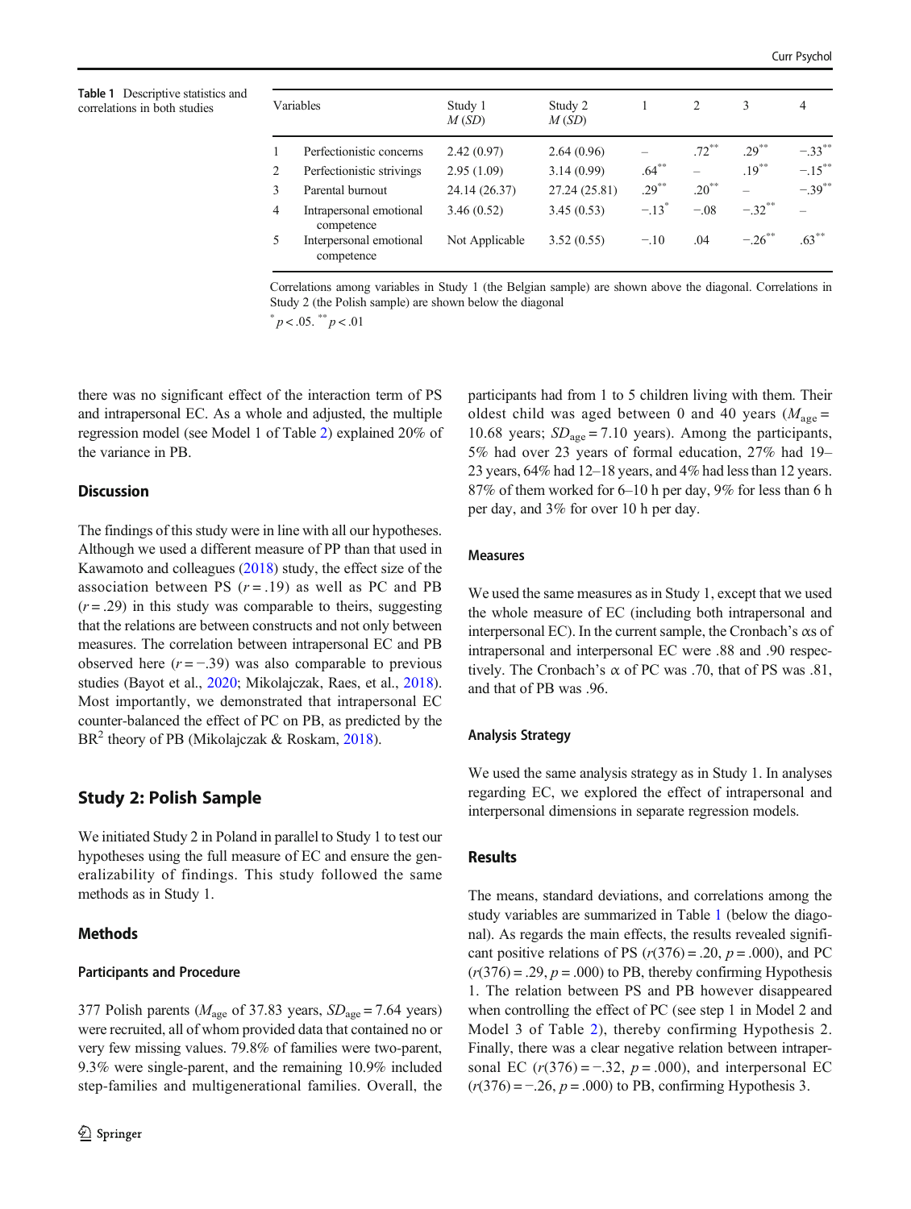**Table 1** Descriptive statistics and correlations in both studies

| | Variables | Study 1 $M$ ($SD$) | Study 2 $M$ ($SD$) | 1 | 2 | 3 | 4 |
|---|---|---|---|---|---|---|---|
| 1 | Perfectionistic concerns | 2.42 (0.97) | 2.64 (0.96) | – | .72** | .29** | −.33** |
| 2 | Perfectionistic strivings | 2.95 (1.09) | 3.14 (0.99) | .64** | – | .19** | −.15** |
| 3 | Parental burnout | 24.14 (26.37) | 27.24 (25.81) | .29** | .20** | – | −.39** |
| 4 | Intrapersonal emotional competence | 3.46 (0.52) | 3.45 (0.53) | −.13* | −.08 | −.32** | – |
| 5 | Interpersonal emotional competence | Not Applicable | 3.52 (0.55) | −.10 | .04 | −.26** | .63** |

Correlations among variables in Study 1 (the Belgian sample) are shown above the diagonal. Correlations in Study 2 (the Polish sample) are shown below the diagonal

* $p < .05$. ** $p < .01$

there was no significant effect of the interaction term of PS and intrapersonal EC. As a whole and adjusted, the multiple regression model (see Model 1 of Table 2) explained 20% of the variance in PB.

## Discussion

The findings of this study were in line with all our hypotheses. Although we used a different measure of PP than that used in Kawamoto and colleagues (2018) study, the effect size of the association between PS ($r = .19$) as well as PC and PB ($r = .29$) in this study was comparable to theirs, suggesting that the relations are between constructs and not only between measures. The correlation between intrapersonal EC and PB observed here ($r = -.39$) was also comparable to previous studies (Bayot et al., 2020; Mikolajczak, Raes, et al., 2018). Most importantly, we demonstrated that intrapersonal EC counter-balanced the effect of PC on PB, as predicted by the BR$^2$ theory of PB (Mikolajczak & Roskam, 2018).

# Study 2: Polish Sample

We initiated Study 2 in Poland in parallel to Study 1 to test our hypotheses using the full measure of EC and ensure the generalizability of findings. This study followed the same methods as in Study 1.

## Methods

### Participants and Procedure

377 Polish parents ($M_{age}$ of 37.83 years, $SD_{age} = 7.64$ years) were recruited, all of whom provided data that contained no or very few missing values. 79.8% of families were two-parent, 9.3% were single-parent, and the remaining 10.9% included step-families and multigenerational families. Overall, the participants had from 1 to 5 children living with them. Their oldest child was aged between 0 and 40 years ($M_{age} = 10.68$ years; $SD_{age} = 7.10$ years). Among the participants, 5% had over 23 years of formal education, 27% had 19–23 years, 64% had 12–18 years, and 4% had less than 12 years. 87% of them worked for 6–10 h per day, 9% for less than 6 h per day, and 3% for over 10 h per day.

### Measures

We used the same measures as in Study 1, except that we used the whole measure of EC (including both intrapersonal and interpersonal EC). In the current sample, the Cronbach's αs of intrapersonal and interpersonal EC were .88 and .90 respectively. The Cronbach's α of PC was .70, that of PS was .81, and that of PB was .96.

### Analysis Strategy

We used the same analysis strategy as in Study 1. In analyses regarding EC, we explored the effect of intrapersonal and interpersonal dimensions in separate regression models.

## Results

The means, standard deviations, and correlations among the study variables are summarized in Table 1 (below the diagonal). As regards the main effects, the results revealed significant positive relations of PS ($r(376) = .20$, $p = .000$), and PC ($r(376) = .29$, $p = .000$) to PB, thereby confirming Hypothesis 1. The relation between PS and PB however disappeared when controlling the effect of PC (see step 1 in Model 2 and Model 3 of Table 2), thereby confirming Hypothesis 2. Finally, there was a clear negative relation between intrapersonal EC ($r(376) = -.32$, $p = .000$), and interpersonal EC ($r(376) = -.26$, $p = .000$) to PB, confirming Hypothesis 3.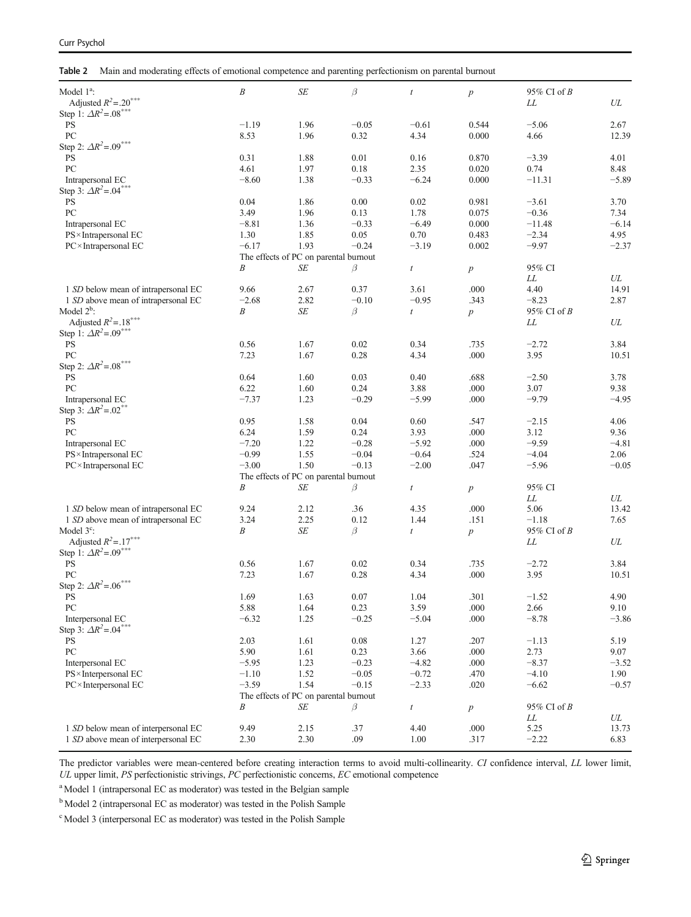**Table 2** Main and moderating effects of emotional competence and parenting perfectionism on parental burnout

| Model 1[a]: | $B$ | $SE$ | $\beta$ | $t$ | $p$ | 95% CI of $B$ | |
|---|---|---|---|---|---|---|---|
| Adjusted $R^2$=.20*** | | | | | | $LL$ | $UL$ |
| Step 1: $\Delta R^2$=.08*** | | | | | | | |
| PS | −1.19 | 1.96 | −0.05 | −0.61 | 0.544 | −5.06 | 2.67 |
| PC | 8.53 | 1.96 | 0.32 | 4.34 | 0.000 | 4.66 | 12.39 |
| Step 2: $\Delta R^2$=.09*** | | | | | | | |
| PS | 0.31 | 1.88 | 0.01 | 0.16 | 0.870 | −3.39 | 4.01 |
| PC | 4.61 | 1.97 | 0.18 | 2.35 | 0.020 | 0.74 | 8.48 |
| Intrapersonal EC | −8.60 | 1.38 | −0.33 | −6.24 | 0.000 | −11.31 | −5.89 |
| Step 3: $\Delta R^2$=.04*** | | | | | | | |
| PS | 0.04 | 1.86 | 0.00 | 0.02 | 0.981 | −3.61 | 3.70 |
| PC | 3.49 | 1.96 | 0.13 | 1.78 | 0.075 | −0.36 | 7.34 |
| Intrapersonal EC | −8.81 | 1.36 | −0.33 | −6.49 | 0.000 | −11.48 | −6.14 |
| PS×Intrapersonal EC | 1.30 | 1.85 | 0.05 | 0.70 | 0.483 | −2.34 | 4.95 |
| PC×Intrapersonal EC | −6.17 | 1.93 | −0.24 | −3.19 | 0.002 | −9.97 | −2.37 |
| | The effects of PC on parental burnout | | | | | | |
| | $B$ | $SE$ | $\beta$ | $t$ | $p$ | 95% CI | |
| | | | | | | $LL$ | $UL$ |
| 1 $SD$ below mean of intrapersonal EC | 9.66 | 2.67 | 0.37 | 3.61 | .000 | 4.40 | 14.91 |
| 1 $SD$ above mean of intrapersonal EC | −2.68 | 2.82 | −0.10 | −0.95 | .343 | −8.23 | 2.87 |
| Model 2[b]: | $B$ | $SE$ | $\beta$ | $t$ | $p$ | 95% CI of $B$ | |
| Adjusted $R^2$=.18*** | | | | | | $LL$ | $UL$ |
| Step 1: $\Delta R^2$=.09*** | | | | | | | |
| PS | 0.56 | 1.67 | 0.02 | 0.34 | .735 | −2.72 | 3.84 |
| PC | 7.23 | 1.67 | 0.28 | 4.34 | .000 | 3.95 | 10.51 |
| Step 2: $\Delta R^2$=.08*** | | | | | | | |
| PS | 0.64 | 1.60 | 0.03 | 0.40 | .688 | −2.50 | 3.78 |
| PC | 6.22 | 1.60 | 0.24 | 3.88 | .000 | 3.07 | 9.38 |
| Intrapersonal EC | −7.37 | 1.23 | −0.29 | −5.99 | .000 | −9.79 | −4.95 |
| Step 3: $\Delta R^2$=.02** | | | | | | | |
| PS | 0.95 | 1.58 | 0.04 | 0.60 | .547 | −2.15 | 4.06 |
| PC | 6.24 | 1.59 | 0.24 | 3.93 | .000 | 3.12 | 9.36 |
| Intrapersonal EC | −7.20 | 1.22 | −0.28 | −5.92 | .000 | −9.59 | −4.81 |
| PS×Intrapersonal EC | −0.99 | 1.55 | −0.04 | −0.64 | .524 | −4.04 | 2.06 |
| PC×Intrapersonal EC | −3.00 | 1.50 | −0.13 | −2.00 | .047 | −5.96 | −0.05 |
| | The effects of PC on parental burnout | | | | | | |
| | $B$ | $SE$ | $\beta$ | $t$ | $p$ | 95% CI | |
| | | | | | | $LL$ | $UL$ |
| 1 $SD$ below mean of intrapersonal EC | 9.24 | 2.12 | .36 | 4.35 | .000 | 5.06 | 13.42 |
| 1 $SD$ above mean of intrapersonal EC | 3.24 | 2.25 | 0.12 | 1.44 | .151 | −1.18 | 7.65 |
| Model 3[c]: | $B$ | $SE$ | $\beta$ | $t$ | $p$ | 95% CI of $B$ | |
| Adjusted $R^2$=.17*** | | | | | | $LL$ | $UL$ |
| Step 1: $\Delta R^2$=.09*** | | | | | | | |
| PS | 0.56 | 1.67 | 0.02 | 0.34 | .735 | −2.72 | 3.84 |
| PC | 7.23 | 1.67 | 0.28 | 4.34 | .000 | 3.95 | 10.51 |
| Step 2: $\Delta R^2$=.06*** | | | | | | | |
| PS | 1.69 | 1.63 | 0.07 | 1.04 | .301 | −1.52 | 4.90 |
| PC | 5.88 | 1.64 | 0.23 | 3.59 | .000 | 2.66 | 9.10 |
| Interpersonal EC | −6.32 | 1.25 | −0.25 | −5.04 | .000 | −8.78 | −3.86 |
| Step 3: $\Delta R^2$=.04*** | | | | | | | |
| PS | 2.03 | 1.61 | 0.08 | 1.27 | .207 | −1.13 | 5.19 |
| PC | 5.90 | 1.61 | 0.23 | 3.66 | .000 | 2.73 | 9.07 |
| Interpersonal EC | −5.95 | 1.23 | −0.23 | −4.82 | .000 | −8.37 | −3.52 |
| PS×Interpersonal EC | −1.10 | 1.52 | −0.05 | −0.72 | .470 | −4.10 | 1.90 |
| PC×Interpersonal EC | −3.59 | 1.54 | −0.15 | −2.33 | .020 | −6.62 | −0.57 |
| | The effects of PC on parental burnout | | | | | | |
| | $B$ | $SE$ | $\beta$ | $t$ | $p$ | 95% CI of $B$ | |
| | | | | | | $LL$ | $UL$ |
| 1 $SD$ below mean of interpersonal EC | 9.49 | 2.15 | .37 | 4.40 | .000 | 5.25 | 13.73 |
| 1 $SD$ above mean of interpersonal EC | 2.30 | 2.30 | .09 | 1.00 | .317 | −2.22 | 6.83 |

The predictor variables were mean-centered before creating interaction terms to avoid multi-collinearity. *CI* confidence interval, *LL* lower limit, *UL* upper limit, *PS* perfectionistic strivings, *PC* perfectionistic concerns, *EC* emotional competence

[a] Model 1 (intrapersonal EC as moderator) was tested in the Belgian sample

[b] Model 2 (intrapersonal EC as moderator) was tested in the Polish Sample

[c] Model 3 (interpersonal EC as moderator) was tested in the Polish Sample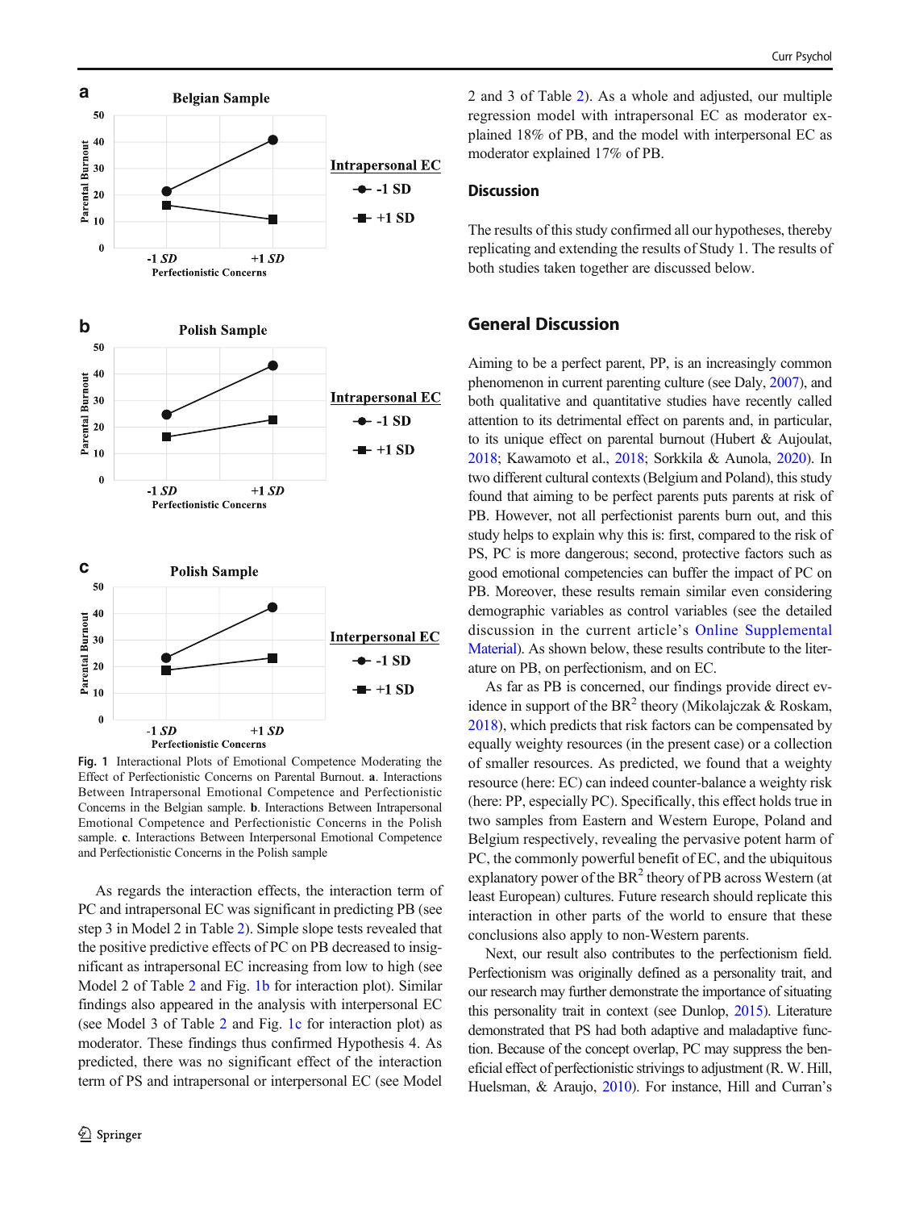Fig. 1 Interactional Plots of Emotional Competence Moderating the Effect of Perfectionistic Concerns on Parental Burnout. **a**. Interactions Between Intrapersonal Emotional Competence and Perfectionistic Concerns in the Belgian sample. **b**. Interactions Between Intrapersonal Emotional Competence and Perfectionistic Concerns in the Polish sample. **c**. Interactions Between Interpersonal Emotional Competence and Perfectionistic Concerns in the Polish sample

As regards the interaction effects, the interaction term of PC and intrapersonal EC was significant in predicting PB (see step 3 in Model 2 in Table 2). Simple slope tests revealed that the positive predictive effects of PC on PB decreased to insignificant as intrapersonal EC increasing from low to high (see Model 2 of Table 2 and Fig. 1b for interaction plot). Similar findings also appeared in the analysis with interpersonal EC (see Model 3 of Table 2 and Fig. 1c for interaction plot) as moderator. These findings thus confirmed Hypothesis 4. As predicted, there was no significant effect of the interaction term of PS and intrapersonal or interpersonal EC (see Model 2 and 3 of Table 2). As a whole and adjusted, our multiple regression model with intrapersonal EC as moderator explained 18% of PB, and the model with interpersonal EC as moderator explained 17% of PB.

## Discussion

The results of this study confirmed all our hypotheses, thereby replicating and extending the results of Study 1. The results of both studies taken together are discussed below.

# General Discussion

Aiming to be a perfect parent, PP, is an increasingly common phenomenon in current parenting culture (see Daly, 2007), and both qualitative and quantitative studies have recently called attention to its detrimental effect on parents and, in particular, to its unique effect on parental burnout (Hubert & Aujoulat, 2018; Kawamoto et al., 2018; Sorkkila & Aunola, 2020). In two different cultural contexts (Belgium and Poland), this study found that aiming to be perfect parents puts parents at risk of PB. However, not all perfectionist parents burn out, and this study helps to explain why this is: first, compared to the risk of PS, PC is more dangerous; second, protective factors such as good emotional competencies can buffer the impact of PC on PB. Moreover, these results remain similar even considering demographic variables as control variables (see the detailed discussion in the current article's Online Supplemental Material). As shown below, these results contribute to the literature on PB, on perfectionism, and on EC.

As far as PB is concerned, our findings provide direct evidence in support of the $BR^2$ theory (Mikolajczak & Roskam, 2018), which predicts that risk factors can be compensated by equally weighty resources (in the present case) or a collection of smaller resources. As predicted, we found that a weighty resource (here: EC) can indeed counter-balance a weighty risk (here: PP, especially PC). Specifically, this effect holds true in two samples from Eastern and Western Europe, Poland and Belgium respectively, revealing the pervasive potent harm of PC, the commonly powerful benefit of EC, and the ubiquitous explanatory power of the $BR^2$ theory of PB across Western (at least European) cultures. Future research should replicate this interaction in other parts of the world to ensure that these conclusions also apply to non-Western parents.

Next, our result also contributes to the perfectionism field. Perfectionism was originally defined as a personality trait, and our research may further demonstrate the importance of situating this personality trait in context (see Dunlop, 2015). Literature demonstrated that PS had both adaptive and maladaptive function. Because of the concept overlap, PC may suppress the beneficial effect of perfectionistic strivings to adjustment (R. W. Hill, Huelsman, & Araujo, 2010). For instance, Hill and Curran's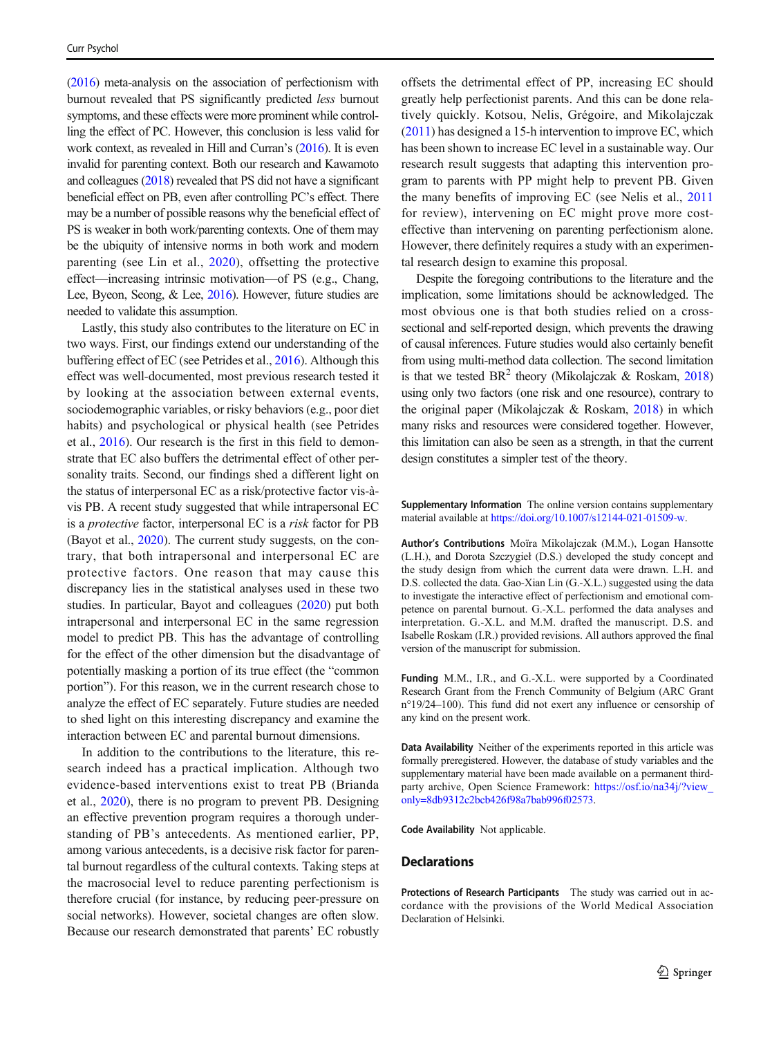(2016) meta-analysis on the association of perfectionism with burnout revealed that PS significantly predicted *less* burnout symptoms, and these effects were more prominent while controlling the effect of PC. However, this conclusion is less valid for work context, as revealed in Hill and Curran's (2016). It is even invalid for parenting context. Both our research and Kawamoto and colleagues (2018) revealed that PS did not have a significant beneficial effect on PB, even after controlling PC's effect. There may be a number of possible reasons why the beneficial effect of PS is weaker in both work/parenting contexts. One of them may be the ubiquity of intensive norms in both work and modern parenting (see Lin et al., 2020), offsetting the protective effect—increasing intrinsic motivation—of PS (e.g., Chang, Lee, Byeon, Seong, & Lee, 2016). However, future studies are needed to validate this assumption.

Lastly, this study also contributes to the literature on EC in two ways. First, our findings extend our understanding of the buffering effect of EC (see Petrides et al., 2016). Although this effect was well-documented, most previous research tested it by looking at the association between external events, sociodemographic variables, or risky behaviors (e.g., poor diet habits) and psychological or physical health (see Petrides et al., 2016). Our research is the first in this field to demonstrate that EC also buffers the detrimental effect of other personality traits. Second, our findings shed a different light on the status of interpersonal EC as a risk/protective factor vis-à-vis PB. A recent study suggested that while intrapersonal EC is a *protective* factor, interpersonal EC is a *risk* factor for PB (Bayot et al., 2020). The current study suggests, on the contrary, that both intrapersonal and interpersonal EC are protective factors. One reason that may cause this discrepancy lies in the statistical analyses used in these two studies. In particular, Bayot and colleagues (2020) put both intrapersonal and interpersonal EC in the same regression model to predict PB. This has the advantage of controlling for the effect of the other dimension but the disadvantage of potentially masking a portion of its true effect (the "common portion"). For this reason, we in the current research chose to analyze the effect of EC separately. Future studies are needed to shed light on this interesting discrepancy and examine the interaction between EC and parental burnout dimensions.

In addition to the contributions to the literature, this research indeed has a practical implication. Although two evidence-based interventions exist to treat PB (Brianda et al., 2020), there is no program to prevent PB. Designing an effective prevention program requires a thorough understanding of PB's antecedents. As mentioned earlier, PP, among various antecedents, is a decisive risk factor for parental burnout regardless of the cultural contexts. Taking steps at the macrosocial level to reduce parenting perfectionism is therefore crucial (for instance, by reducing peer-pressure on social networks). However, societal changes are often slow. Because our research demonstrated that parents' EC robustly offsets the detrimental effect of PP, increasing EC should greatly help perfectionist parents. And this can be done relatively quickly. Kotsou, Nelis, Grégoire, and Mikolajczak (2011) has designed a 15-h intervention to improve EC, which has been shown to increase EC level in a sustainable way. Our research result suggests that adapting this intervention program to parents with PP might help to prevent PB. Given the many benefits of improving EC (see Nelis et al., 2011 for review), intervening on EC might prove more cost-effective than intervening on parenting perfectionism alone. However, there definitely requires a study with an experimental research design to examine this proposal.

Despite the foregoing contributions to the literature and the implication, some limitations should be acknowledged. The most obvious one is that both studies relied on a cross-sectional and self-reported design, which prevents the drawing of causal inferences. Future studies would also certainly benefit from using multi-method data collection. The second limitation is that we tested $BR^2$ theory (Mikolajczak & Roskam, 2018) using only two factors (one risk and one resource), contrary to the original paper (Mikolajczak & Roskam, 2018) in which many risks and resources were considered together. However, this limitation can also be seen as a strength, in that the current design constitutes a simpler test of the theory.

**Supplementary Information** The online version contains supplementary material available at https://doi.org/10.1007/s12144-021-01509-w.

**Author's Contributions** Moïra Mikolajczak (M.M.), Logan Hansotte (L.H.), and Dorota Szczygieł (D.S.) developed the study concept and the study design from which the current data were drawn. L.H. and D.S. collected the data. Gao-Xian Lin (G.-X.L.) suggested using the data to investigate the interactive effect of perfectionism and emotional competence on parental burnout. G.-X.L. performed the data analyses and interpretation. G.-X.L. and M.M. drafted the manuscript. D.S. and Isabelle Roskam (I.R.) provided revisions. All authors approved the final version of the manuscript for submission.

**Funding** M.M., I.R., and G.-X.L. were supported by a Coordinated Research Grant from the French Community of Belgium (ARC Grant n°19/24–100). This fund did not exert any influence or censorship of any kind on the present work.

**Data Availability** Neither of the experiments reported in this article was formally preregistered. However, the database of study variables and the supplementary material have been made available on a permanent third-party archive, Open Science Framework: https://osf.io/na34j/?view_only=8db9312c2bcb426f98a7bab996f02573.

**Code Availability** Not applicable.

## Declarations

**Protections of Research Participants** The study was carried out in accordance with the provisions of the World Medical Association Declaration of Helsinki.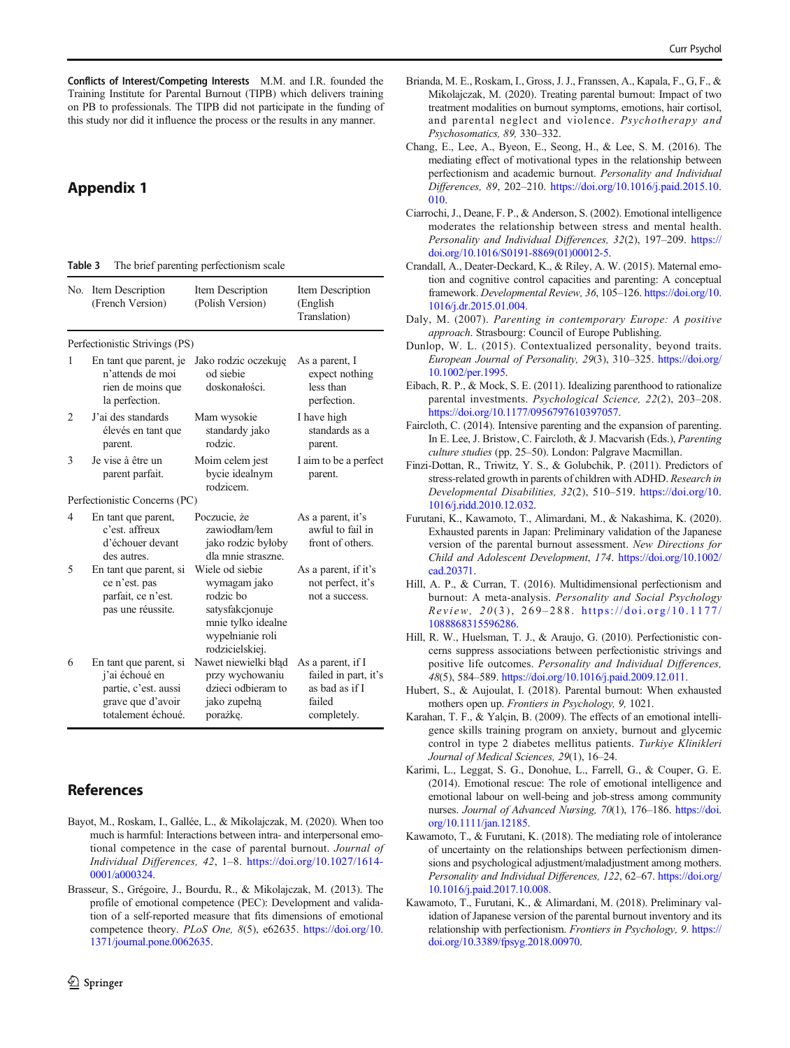**Conflicts of Interest/Competing Interests** M.M. and I.R. founded the Training Institute for Parental Burnout (TIPB) which delivers training on PB to professionals. The TIPB did not participate in the funding of this study nor did it influence the process or the results in any manner.

## Appendix 1

**Table 3** The brief parenting perfectionism scale

| No. | Item Description (French Version) | Item Description (Polish Version) | Item Description (English Translation) |
|---|---|---|---|
| Perfectionistic Strivings (PS) | | | |
| 1 | En tant que parent, je n'attends de moi rien de moins que la perfection. | Jako rodzic oczekuję od siebie doskonałości. | As a parent, I expect nothing less than perfection. |
| 2 | J'ai des standards élevés en tant que parent. | Mam wysokie standardy jako rodzic. | I have high standards as a parent. |
| 3 | Je vise à être un parent parfait. | Moim celem jest bycie idealnym rodzicem. | I aim to be a perfect parent. |
| Perfectionistic Concerns (PC) | | | |
| 4 | En tant que parent, c'est. affreux d'échouer devant des autres. | Poczucie, że zawiodłam/łem jako rodzic byłoby dla mnie straszne. | As a parent, it's awful to fail in front of others. |
| 5 | En tant que parent, si ce n'est. pas parfait, ce n'est. pas une réussite. | Wiele od siebie wymagam jako rodzic bo satysfakcjonuje mnie tylko idealne wypełnianie roli rodzicielskiej. | As a parent, if it's not perfect, it's not a success. |
| 6 | En tant que parent, si j'ai échoué en partie, c'est. aussi grave que d'avoir totalement échoué. | Nawet niewielki błąd przy wychowaniu dzieci odbieram to jako zupełną porażkę. | As a parent, if I failed in part, it's as bad as if I failed completely. |

## References

Bayot, M., Roskam, I., Gallée, L., & Mikolajczak, M. (2020). When too much is harmful: Interactions between intra- and interpersonal emotional competence in the case of parental burnout. *Journal of Individual Differences, 42*, 1–8. https://doi.org/10.1027/1614-0001/a000324.

Brasseur, S., Grégoire, J., Bourdu, R., & Mikolajczak, M. (2013). The profile of emotional competence (PEC): Development and validation of a self-reported measure that fits dimensions of emotional competence theory. *PLoS One, 8*(5), e62635. https://doi.org/10.1371/journal.pone.0062635.

Brianda, M. E., Roskam, I., Gross, J. J., Franssen, A., Kapala, F., G, F., & Mikolajczak, M. (2020). Treating parental burnout: Impact of two treatment modalities on burnout symptoms, emotions, hair cortisol, and parental neglect and violence. *Psychotherapy and Psychosomatics, 89*, 330–332.

Chang, E., Lee, A., Byeon, E., Seong, H., & Lee, S. M. (2016). The mediating effect of motivational types in the relationship between perfectionism and academic burnout. *Personality and Individual Differences, 89*, 202–210. https://doi.org/10.1016/j.paid.2015.10.010.

Ciarrochi, J., Deane, F. P., & Anderson, S. (2002). Emotional intelligence moderates the relationship between stress and mental health. *Personality and Individual Differences, 32*(2), 197–209. https://doi.org/10.1016/S0191-8869(01)00012-5.

Crandall, A., Deater-Deckard, K., & Riley, A. W. (2015). Maternal emotion and cognitive control capacities and parenting: A conceptual framework. *Developmental Review, 36*, 105–126. https://doi.org/10.1016/j.dr.2015.01.004.

Daly, M. (2007). *Parenting in contemporary Europe: A positive approach*. Strasbourg: Council of Europe Publishing.

Dunlop, W. L. (2015). Contextualized personality, beyond traits. *European Journal of Personality, 29*(3), 310–325. https://doi.org/10.1002/per.1995.

Eibach, R. P., & Mock, S. E. (2011). Idealizing parenthood to rationalize parental investments. *Psychological Science, 22*(2), 203–208. https://doi.org/10.1177/0956797610397057.

Faircloth, C. (2014). Intensive parenting and the expansion of parenting. In E. Lee, J. Bristow, C. Faircloth, & J. Macvarish (Eds.), *Parenting culture studies* (pp. 25–50). London: Palgrave Macmillan.

Finzi-Dottan, R., Triwitz, Y. S., & Golubchik, P. (2011). Predictors of stress-related growth in parents of children with ADHD. *Research in Developmental Disabilities, 32*(2), 510–519. https://doi.org/10.1016/j.ridd.2010.12.032.

Furutani, K., Kawamoto, T., Alimardani, M., & Nakashima, K. (2020). Exhausted parents in Japan: Preliminary validation of the Japanese version of the parental burnout assessment. *New Directions for Child and Adolescent Development, 174*. https://doi.org/10.1002/cad.20371.

Hill, A. P., & Curran, T. (2016). Multidimensional perfectionism and burnout: A meta-analysis. *Personality and Social Psychology Review, 20*(3), 269–288. https://doi.org/10.1177/1088868315596286.

Hill, R. W., Huelsman, T. J., & Araujo, G. (2010). Perfectionistic concerns suppress associations between perfectionistic strivings and positive life outcomes. *Personality and Individual Differences, 48*(5), 584–589. https://doi.org/10.1016/j.paid.2009.12.011.

Hubert, S., & Aujoulat, I. (2018). Parental burnout: When exhausted mothers open up. *Frontiers in Psychology, 9*, 1021.

Karahan, T. F., & Yalçin, B. (2009). The effects of an emotional intelligence skills training program on anxiety, burnout and glycemic control in type 2 diabetes mellitus patients. *Turkiye Klinikleri Journal of Medical Sciences, 29*(1), 16–24.

Karimi, L., Leggat, S. G., Donohue, L., Farrell, G., & Couper, G. E. (2014). Emotional rescue: The role of emotional intelligence and emotional labour on well-being and job-stress among community nurses. *Journal of Advanced Nursing, 70*(1), 176–186. https://doi.org/10.1111/jan.12185.

Kawamoto, T., & Furutani, K. (2018). The mediating role of intolerance of uncertainty on the relationships between perfectionism dimensions and psychological adjustment/maladjustment among mothers. *Personality and Individual Differences, 122*, 62–67. https://doi.org/10.1016/j.paid.2017.10.008.

Kawamoto, T., Furutani, K., & Alimardani, M. (2018). Preliminary validation of Japanese version of the parental burnout inventory and its relationship with perfectionism. *Frontiers in Psychology, 9*. https://doi.org/10.3389/fpsyg.2018.00970.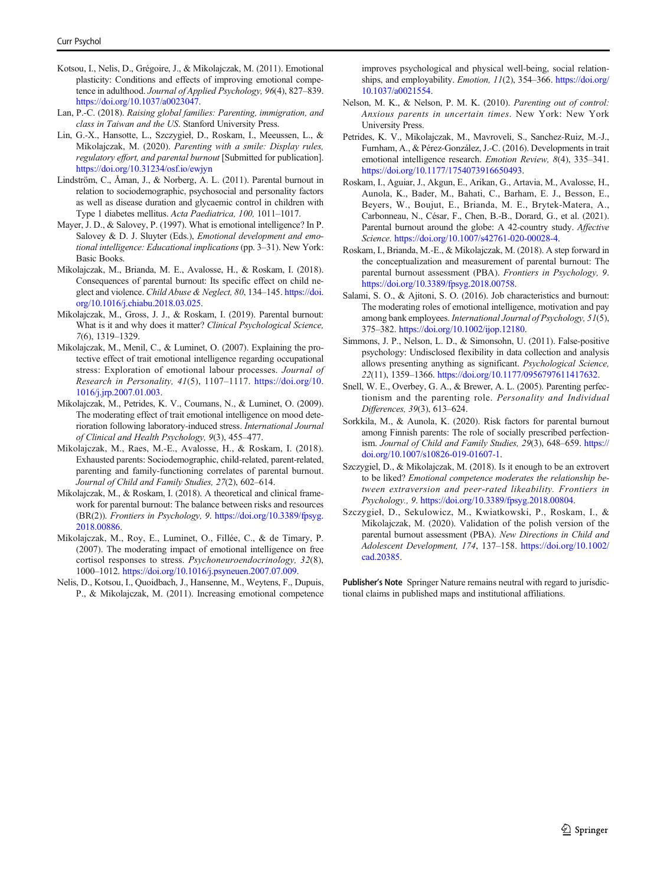Kotsou, I., Nelis, D., Grégoire, J., & Mikolajczak, M. (2011). Emotional plasticity: Conditions and effects of improving emotional competence in adulthood. *Journal of Applied Psychology, 96*(4), 827–839. https://doi.org/10.1037/a0023047.

Lan, P.-C. (2018). *Raising global families: Parenting, immigration, and class in Taiwan and the US*. Stanford University Press.

Lin, G.-X., Hansotte, L., Szczygieł, D., Roskam, I., Meeussen, L., & Mikolajczak, M. (2020). *Parenting with a smile: Display rules, regulatory effort, and parental burnout* [Submitted for publication]. https://doi.org/10.31234/osf.io/ewjyn

Lindström, C., Åman, J., & Norberg, A. L. (2011). Parental burnout in relation to sociodemographic, psychosocial and personality factors as well as disease duration and glycaemic control in children with Type 1 diabetes mellitus. *Acta Paediatrica, 100,* 1011–1017.

Mayer, J. D., & Salovey, P. (1997). What is emotional intelligence? In P. Salovey & D. J. Sluyter (Eds.), *Emotional development and emotional intelligence: Educational implications* (pp. 3–31). New York: Basic Books.

Mikolajczak, M., Brianda, M. E., Avalosse, H., & Roskam, I. (2018). Consequences of parental burnout: Its specific effect on child neglect and violence. *Child Abuse & Neglect, 80*, 134–145. https://doi.org/10.1016/j.chiabu.2018.03.025.

Mikolajczak, M., Gross, J. J., & Roskam, I. (2019). Parental burnout: What is it and why does it matter? *Clinical Psychological Science, 7*(6), 1319–1329.

Mikolajczak, M., Menil, C., & Luminet, O. (2007). Explaining the protective effect of trait emotional intelligence regarding occupational stress: Exploration of emotional labour processes. *Journal of Research in Personality, 41*(5), 1107–1117. https://doi.org/10.1016/j.jrp.2007.01.003.

Mikolajczak, M., Petrides, K. V., Coumans, N., & Luminet, O. (2009). The moderating effect of trait emotional intelligence on mood deterioration following laboratory-induced stress. *International Journal of Clinical and Health Psychology, 9*(3), 455–477.

Mikolajczak, M., Raes, M.-E., Avalosse, H., & Roskam, I. (2018). Exhausted parents: Sociodemographic, child-related, parent-related, parenting and family-functioning correlates of parental burnout. *Journal of Child and Family Studies, 27*(2), 602–614.

Mikolajczak, M., & Roskam, I. (2018). A theoretical and clinical framework for parental burnout: The balance between risks and resources (BR(2)). *Frontiers in Psychology, 9*. https://doi.org/10.3389/fpsyg.2018.00886.

Mikolajczak, M., Roy, E., Luminet, O., Fillée, C., & de Timary, P. (2007). The moderating impact of emotional intelligence on free cortisol responses to stress. *Psychoneuroendocrinology, 32*(8), 1000–1012. https://doi.org/10.1016/j.psyneuen.2007.07.009.

Nelis, D., Kotsou, I., Quoidbach, J., Hansenne, M., Weytens, F., Dupuis, P., & Mikolajczak, M. (2011). Increasing emotional competence improves psychological and physical well-being, social relationships, and employability. *Emotion, 11*(2), 354–366. https://doi.org/10.1037/a0021554.

Nelson, M. K., & Nelson, P. M. K. (2010). *Parenting out of control: Anxious parents in uncertain times*. New York: New York University Press.

Petrides, K. V., Mikolajczak, M., Mavroveli, S., Sanchez-Ruiz, M.-J., Furnham, A., & Pérez-González, J.-C. (2016). Developments in trait emotional intelligence research. *Emotion Review, 8*(4), 335–341. https://doi.org/10.1177/1754073916650493.

Roskam, I., Aguiar, J., Akgun, E., Arikan, G., Artavia, M., Avalosse, H., Aunola, K., Bader, M., Bahati, C., Barham, E. J., Besson, E., Beyers, W., Boujut, E., Brianda, M. E., Brytek-Matera, A., Carbonneau, N., César, F., Chen, B.-B., Dorard, G., et al. (2021). Parental burnout around the globe: A 42-country study. *Affective Science.* https://doi.org/10.1007/s42761-020-00028-4.

Roskam, I., Brianda, M.-E., & Mikolajczak, M. (2018). A step forward in the conceptualization and measurement of parental burnout: The parental burnout assessment (PBA). *Frontiers in Psychology, 9*. https://doi.org/10.3389/fpsyg.2018.00758.

Salami, S. O., & Ajitoni, S. O. (2016). Job characteristics and burnout: The moderating roles of emotional intelligence, motivation and pay among bank employees. *International Journal of Psychology, 51*(5), 375–382. https://doi.org/10.1002/ijop.12180.

Simmons, J. P., Nelson, L. D., & Simonsohn, U. (2011). False-positive psychology: Undisclosed flexibility in data collection and analysis allows presenting anything as significant. *Psychological Science, 22*(11), 1359–1366. https://doi.org/10.1177/0956797611417632.

Snell, W. E., Overbey, G. A., & Brewer, A. L. (2005). Parenting perfectionism and the parenting role. *Personality and Individual Differences, 39*(3), 613–624.

Sorkkila, M., & Aunola, K. (2020). Risk factors for parental burnout among Finnish parents: The role of socially prescribed perfectionism. *Journal of Child and Family Studies, 29*(3), 648–659. https://doi.org/10.1007/s10826-019-01607-1.

Szczygieł, D., & Mikolajczak, M. (2018). Is it enough to be an extrovert to be liked? *Emotional competence moderates the relationship between extraversion and peer-rated likeability. Frontiers in Psychology., 9*. https://doi.org/10.3389/fpsyg.2018.00804.

Szczygieł, D., Sekulowicz, M., Kwiatkowski, P., Roskam, I., & Mikolajczak, M. (2020). Validation of the polish version of the parental burnout assessment (PBA). *New Directions in Child and Adolescent Development, 174*, 137–158. https://doi.org/10.1002/cad.20385.

**Publisher's Note** Springer Nature remains neutral with regard to jurisdictional claims in published maps and institutional affiliations.